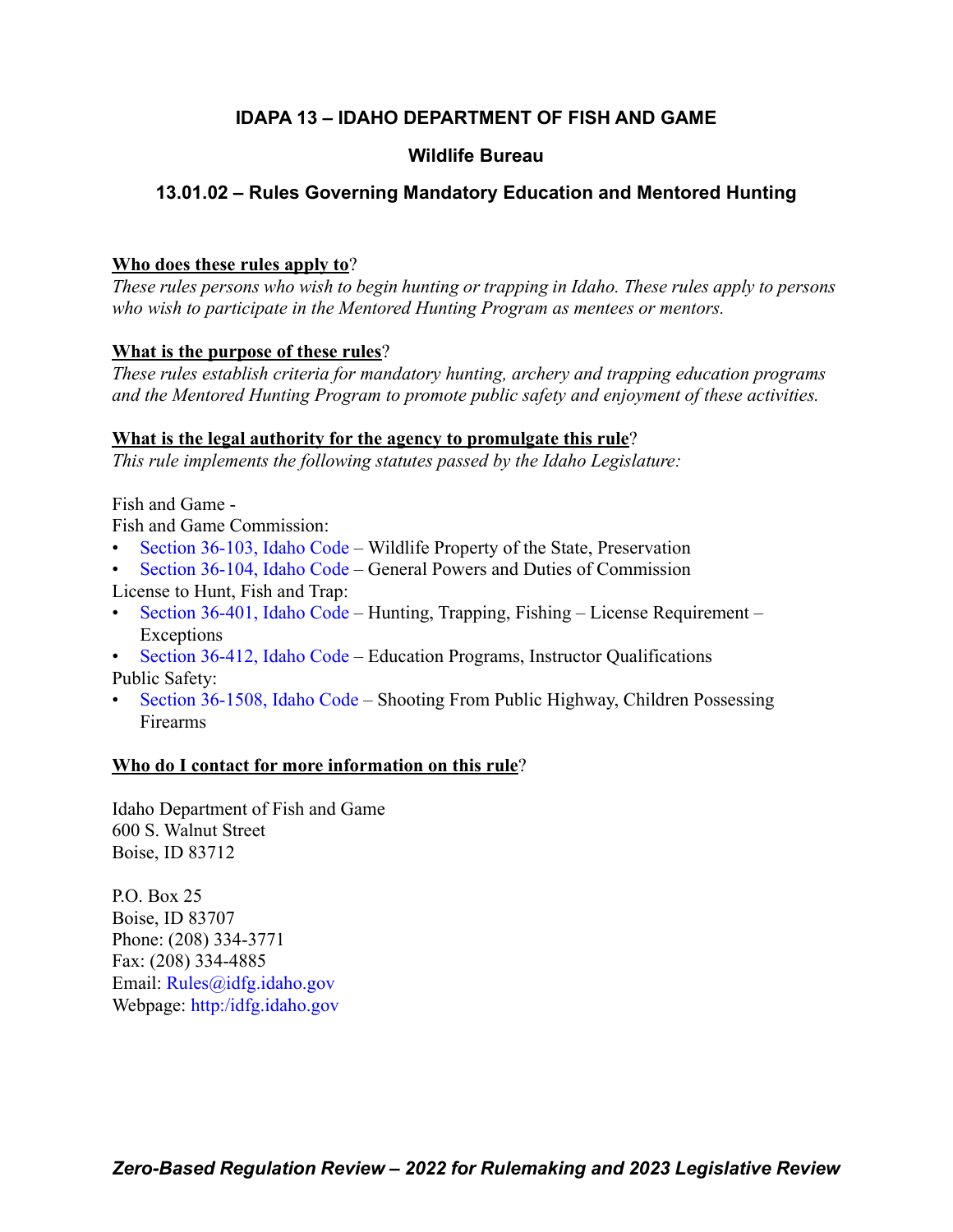# IDAPA 13 – IDAHO DEPARTMENT OF FISH AND GAME

## Wildlife Bureau

## 13.01.02 – Rules Governing Mandatory Education and Mentored Hunting

**Who does these rules apply to**?

*These rules persons who wish to begin hunting or trapping in Idaho. These rules apply to persons who wish to participate in the Mentored Hunting Program as mentees or mentors.*

**What is the purpose of these rules**?

*These rules establish criteria for mandatory hunting, archery and trapping education programs and the Mentored Hunting Program to promote public safety and enjoyment of these activities.*

**What is the legal authority for the agency to promulgate this rule**?

*This rule implements the following statutes passed by the Idaho Legislature:*

Fish and Game -

Fish and Game Commission:

- Section 36-103, Idaho Code – Wildlife Property of the State, Preservation
- Section 36-104, Idaho Code – General Powers and Duties of Commission

License to Hunt, Fish and Trap:

- Section 36-401, Idaho Code – Hunting, Trapping, Fishing – License Requirement – Exceptions
- Section 36-412, Idaho Code – Education Programs, Instructor Qualifications

Public Safety:

- Section 36-1508, Idaho Code – Shooting From Public Highway, Children Possessing Firearms

**Who do I contact for more information on this rule**?

Idaho Department of Fish and Game
600 S. Walnut Street
Boise, ID 83712

P.O. Box 25
Boise, ID 83707
Phone: (208) 334-3771
Fax: (208) 334-4885
Email: Rules@idfg.idaho.gov
Webpage: http:/idfg.idaho.gov

***Zero-Based Regulation Review – 2022 for Rulemaking and 2023 Legislative Review***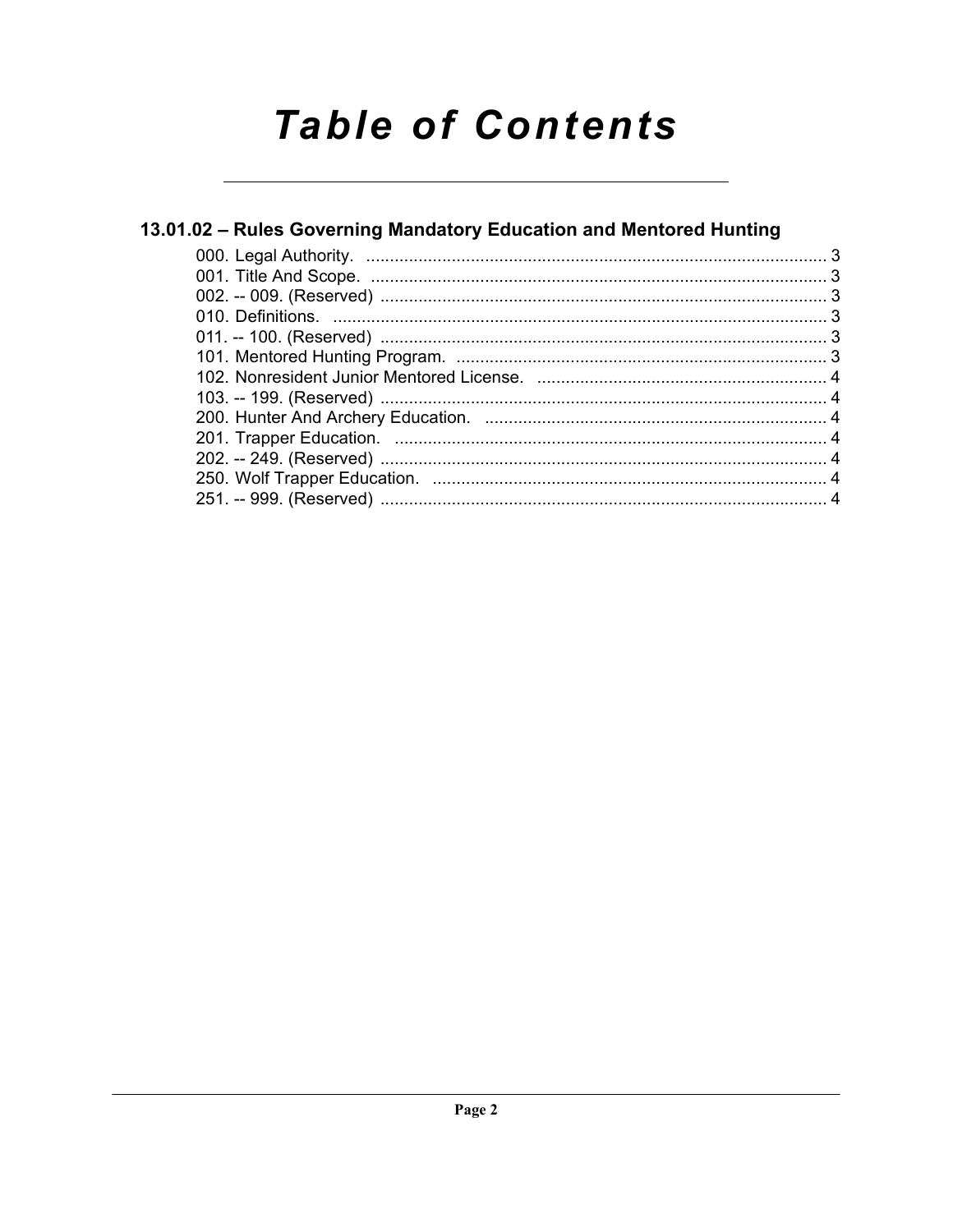# Table of Contents

## 13.01.02 – Rules Governing Mandatory Education and Mentored Hunting

000. Legal Authority. ........................................................................................ 3
001. Title And Scope. ........................................................................................ 3
002. -- 009. (Reserved) ........................................................................................ 3
010. Definitions. ........................................................................................ 3
011. -- 100. (Reserved) ........................................................................................ 3
101. Mentored Hunting Program. ........................................................................................ 3
102. Nonresident Junior Mentored License. ........................................................................................ 4
103. -- 199. (Reserved) ........................................................................................ 4
200. Hunter And Archery Education. ........................................................................................ 4
201. Trapper Education. ........................................................................................ 4
202. -- 249. (Reserved) ........................................................................................ 4
250. Wolf Trapper Education. ........................................................................................ 4
251. -- 999. (Reserved) ........................................................................................ 4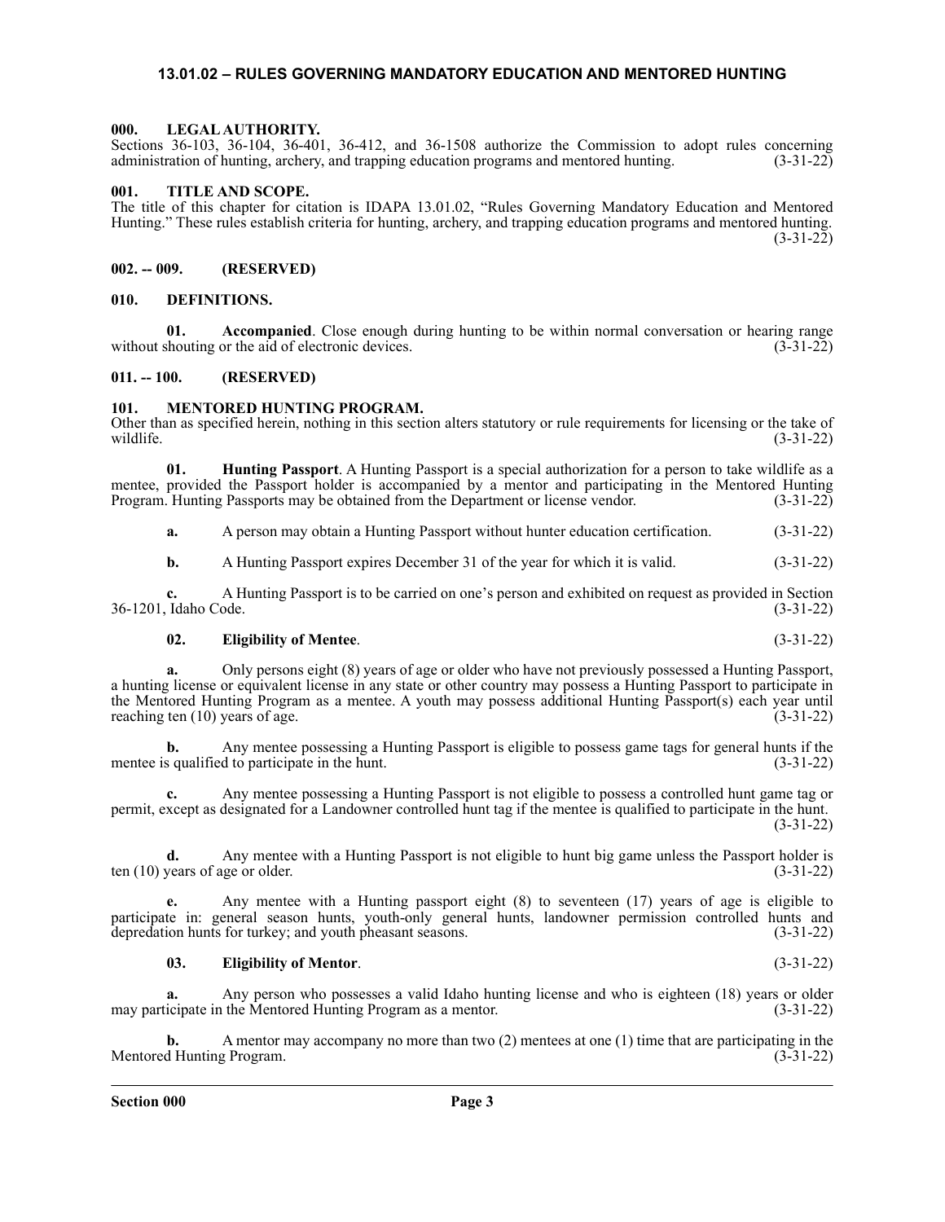## 13.01.02 – RULES GOVERNING MANDATORY EDUCATION AND MENTORED HUNTING

### 000. LEGAL AUTHORITY.

Sections 36-103, 36-104, 36-401, 36-412, and 36-1508 authorize the Commission to adopt rules concerning administration of hunting, archery, and trapping education programs and mentored hunting. (3-31-22)

### 001. TITLE AND SCOPE.

The title of this chapter for citation is IDAPA 13.01.02, "Rules Governing Mandatory Education and Mentored Hunting." These rules establish criteria for hunting, archery, and trapping education programs and mentored hunting. (3-31-22)

### 002. -- 009. (RESERVED)

### 010. DEFINITIONS.

**01. Accompanied**. Close enough during hunting to be within normal conversation or hearing range without shouting or the aid of electronic devices. (3-31-22)

### 011. -- 100. (RESERVED)

### 101. MENTORED HUNTING PROGRAM.

Other than as specified herein, nothing in this section alters statutory or rule requirements for licensing or the take of wildlife. (3-31-22)

**01. Hunting Passport**. A Hunting Passport is a special authorization for a person to take wildlife as a mentee, provided the Passport holder is accompanied by a mentor and participating in the Mentored Hunting Program. Hunting Passports may be obtained from the Department or license vendor. (3-31-22)

**a.** A person may obtain a Hunting Passport without hunter education certification. (3-31-22)

**b.** A Hunting Passport expires December 31 of the year for which it is valid. (3-31-22)

**c.** A Hunting Passport is to be carried on one's person and exhibited on request as provided in Section 36-1201, Idaho Code. (3-31-22)

**02. Eligibility of Mentee**. (3-31-22)

**a.** Only persons eight (8) years of age or older who have not previously possessed a Hunting Passport, a hunting license or equivalent license in any state or other country may possess a Hunting Passport to participate in the Mentored Hunting Program as a mentee. A youth may possess additional Hunting Passport(s) each year until reaching ten (10) years of age. (3-31-22)

**b.** Any mentee possessing a Hunting Passport is eligible to possess game tags for general hunts if the mentee is qualified to participate in the hunt. (3-31-22)

**c.** Any mentee possessing a Hunting Passport is not eligible to possess a controlled hunt game tag or permit, except as designated for a Landowner controlled hunt tag if the mentee is qualified to participate in the hunt. (3-31-22)

**d.** Any mentee with a Hunting Passport is not eligible to hunt big game unless the Passport holder is ten (10) years of age or older. (3-31-22)

**e.** Any mentee with a Hunting passport eight (8) to seventeen (17) years of age is eligible to participate in: general season hunts, youth-only general hunts, landowner permission controlled hunts and depredation hunts for turkey; and youth pheasant seasons. (3-31-22)

**03. Eligibility of Mentor**. (3-31-22)

**a.** Any person who possesses a valid Idaho hunting license and who is eighteen (18) years or older may participate in the Mentored Hunting Program as a mentor. (3-31-22)

**b.** A mentor may accompany no more than two (2) mentees at one (1) time that are participating in the Mentored Hunting Program. (3-31-22)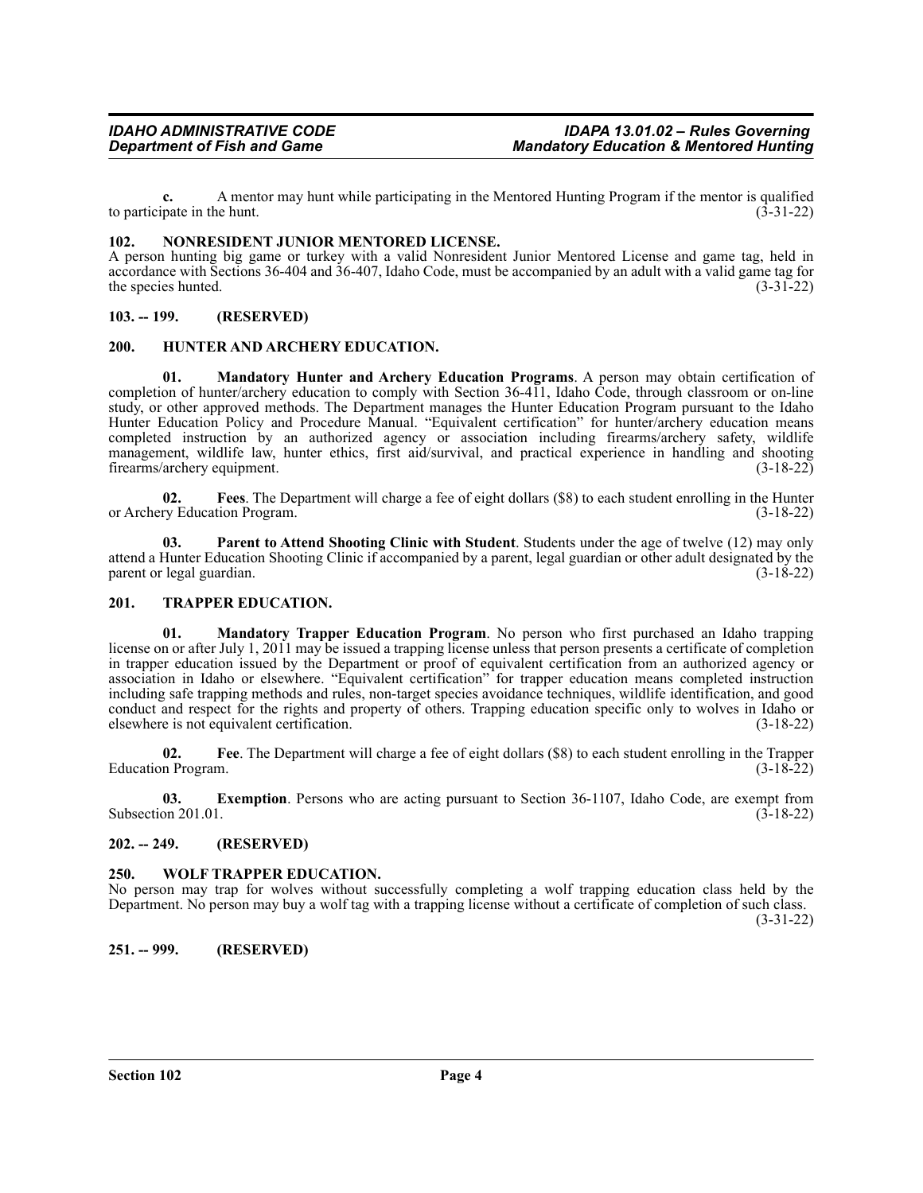**c.** A mentor may hunt while participating in the Mentored Hunting Program if the mentor is qualified to participate in the hunt. (3-31-22)

## 102. NONRESIDENT JUNIOR MENTORED LICENSE.

A person hunting big game or turkey with a valid Nonresident Junior Mentored License and game tag, held in accordance with Sections 36-404 and 36-407, Idaho Code, must be accompanied by an adult with a valid game tag for the species hunted. (3-31-22)

## 103. -- 199. (RESERVED)

## 200. HUNTER AND ARCHERY EDUCATION.

**01. Mandatory Hunter and Archery Education Programs**. A person may obtain certification of completion of hunter/archery education to comply with Section 36-411, Idaho Code, through classroom or on-line study, or other approved methods. The Department manages the Hunter Education Program pursuant to the Idaho Hunter Education Policy and Procedure Manual. "Equivalent certification" for hunter/archery education means completed instruction by an authorized agency or association including firearms/archery safety, wildlife management, wildlife law, hunter ethics, first aid/survival, and practical experience in handling and shooting firearms/archery equipment. (3-18-22)

**02. Fees**. The Department will charge a fee of eight dollars ($8) to each student enrolling in the Hunter or Archery Education Program. (3-18-22)

**03. Parent to Attend Shooting Clinic with Student**. Students under the age of twelve (12) may only attend a Hunter Education Shooting Clinic if accompanied by a parent, legal guardian or other adult designated by the parent or legal guardian. (3-18-22)

## 201. TRAPPER EDUCATION.

**01. Mandatory Trapper Education Program**. No person who first purchased an Idaho trapping license on or after July 1, 2011 may be issued a trapping license unless that person presents a certificate of completion in trapper education issued by the Department or proof of equivalent certification from an authorized agency or association in Idaho or elsewhere. "Equivalent certification" for trapper education means completed instruction including safe trapping methods and rules, non-target species avoidance techniques, wildlife identification, and good conduct and respect for the rights and property of others. Trapping education specific only to wolves in Idaho or elsewhere is not equivalent certification. (3-18-22)

**02. Fee**. The Department will charge a fee of eight dollars ($8) to each student enrolling in the Trapper Education Program. (3-18-22)

**03. Exemption**. Persons who are acting pursuant to Section 36-1107, Idaho Code, are exempt from Subsection 201.01. (3-18-22)

## 202. -- 249. (RESERVED)

## 250. WOLF TRAPPER EDUCATION.

No person may trap for wolves without successfully completing a wolf trapping education class held by the Department. No person may buy a wolf tag with a trapping license without a certificate of completion of such class. (3-31-22)

## 251. -- 999. (RESERVED)